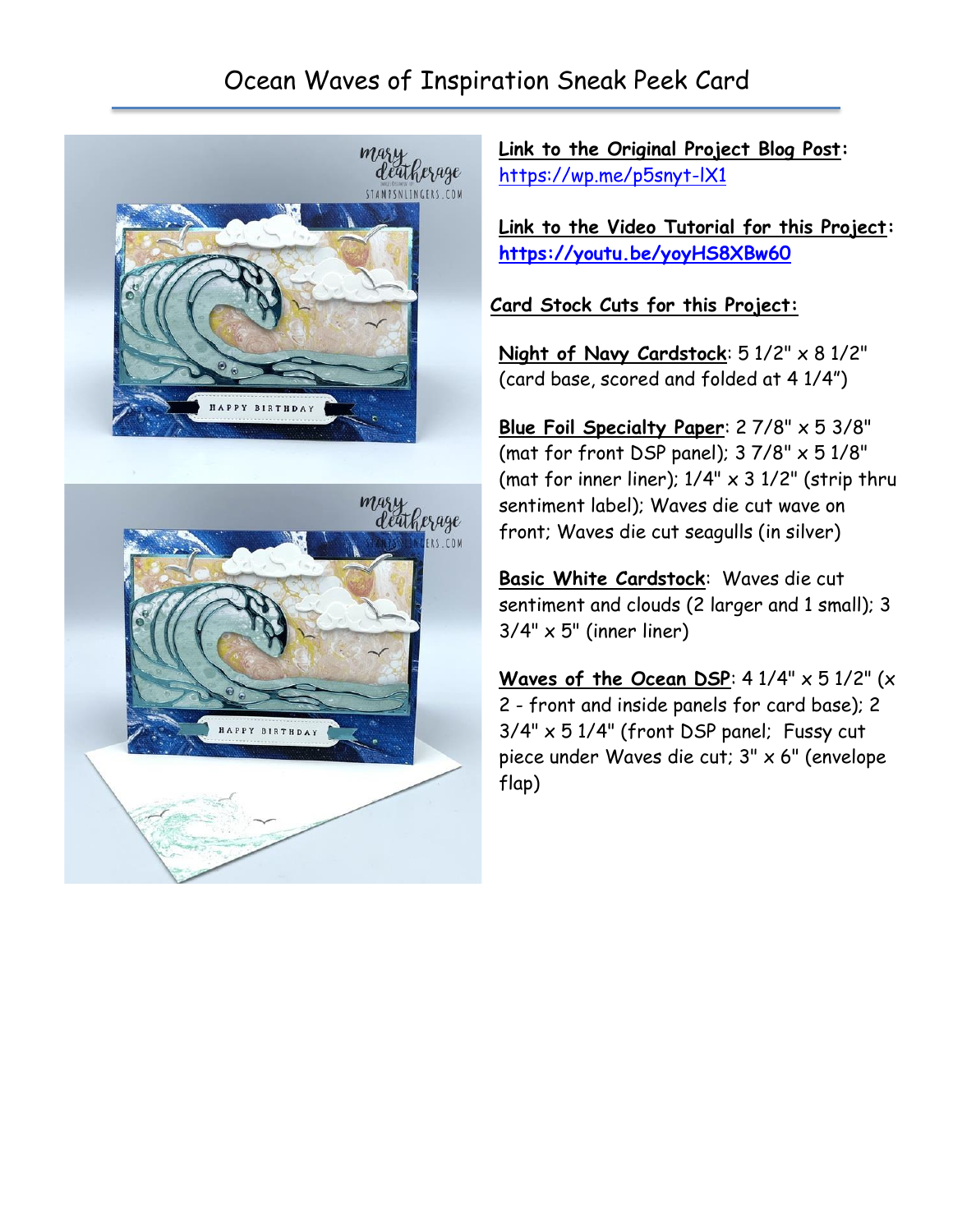# Ocean Waves of Inspiration Sneak Peek Card

**Link to the Original Project Blog Post:** https://wp.me/p5snyt-lX1

**Link to the Video Tutorial for this Project:** https://youtu.be/yoyHS8XBw60

**Card Stock Cuts for this Project:**

**Night of Navy Cardstock**: 5 1/2" x 8 1/2" (card base, scored and folded at 4 1/4")

**Blue Foil Specialty Paper**: 2 7/8" x 5 3/8" (mat for front DSP panel); 3 7/8" x 5 1/8" (mat for inner liner); 1/4" x 3 1/2" (strip thru sentiment label); Waves die cut wave on front; Waves die cut seagulls (in silver)

**Basic White Cardstock**: Waves die cut sentiment and clouds (2 larger and 1 small); 3 3/4" x 5" (inner liner)

**Waves of the Ocean DSP**: 4 1/4" x 5 1/2" (x 2 - front and inside panels for card base); 2 3/4" x 5 1/4" (front DSP panel; Fussy cut piece under Waves die cut; 3" x 6" (envelope flap)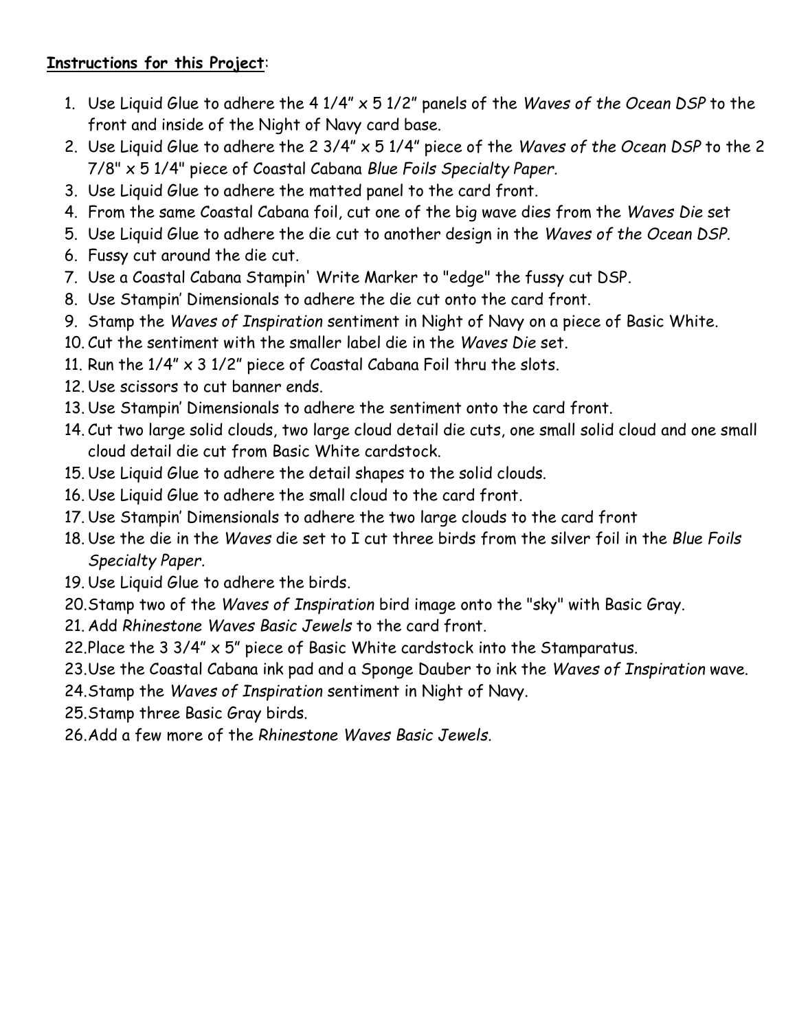**Instructions for this Project**:

1. Use Liquid Glue to adhere the 4 1/4" x 5 1/2" panels of the *Waves of the Ocean DSP* to the front and inside of the Night of Navy card base.
2. Use Liquid Glue to adhere the 2 3/4" x 5 1/4" piece of the *Waves of the Ocean DSP* to the 2 7/8" x 5 1/4" piece of Coastal Cabana *Blue Foils Specialty Paper*.
3. Use Liquid Glue to adhere the matted panel to the card front.
4. From the same Coastal Cabana foil, cut one of the big wave dies from the *Waves Die* set
5. Use Liquid Glue to adhere the die cut to another design in the *Waves of the Ocean DSP*.
6. Fussy cut around the die cut.
7. Use a Coastal Cabana Stampin' Write Marker to "edge" the fussy cut DSP.
8. Use Stampin' Dimensionals to adhere the die cut onto the card front.
9. Stamp the *Waves of Inspiration* sentiment in Night of Navy on a piece of Basic White.
10. Cut the sentiment with the smaller label die in the *Waves Die* set.
11. Run the 1/4" x 3 1/2" piece of Coastal Cabana Foil thru the slots.
12. Use scissors to cut banner ends.
13. Use Stampin' Dimensionals to adhere the sentiment onto the card front.
14. Cut two large solid clouds, two large cloud detail die cuts, one small solid cloud and one small cloud detail die cut from Basic White cardstock.
15. Use Liquid Glue to adhere the detail shapes to the solid clouds.
16. Use Liquid Glue to adhere the small cloud to the card front.
17. Use Stampin' Dimensionals to adhere the two large clouds to the card front
18. Use the die in the *Waves* die set to I cut three birds from the silver foil in the *Blue Foils Specialty Paper.*
19. Use Liquid Glue to adhere the birds.
20. Stamp two of the *Waves of Inspiration* bird image onto the "sky" with Basic Gray.
21. Add *Rhinestone Waves Basic Jewels* to the card front.
22. Place the 3 3/4" x 5" piece of Basic White cardstock into the Stamparatus.
23. Use the Coastal Cabana ink pad and a Sponge Dauber to ink the *Waves of Inspiration* wave.
24. Stamp the *Waves of Inspiration* sentiment in Night of Navy.
25. Stamp three Basic Gray birds.
26. Add a few more of the *Rhinestone Waves Basic Jewels*.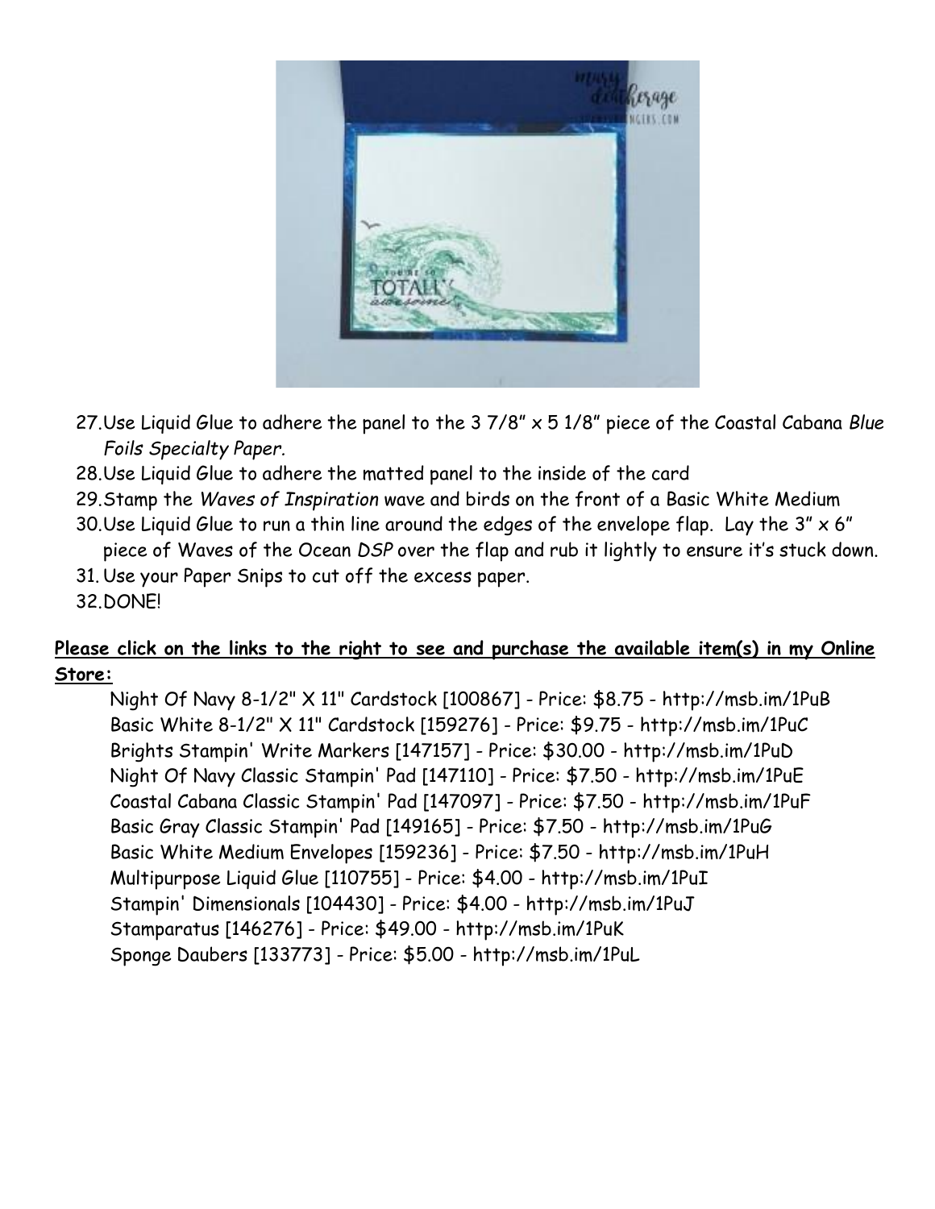27. Use Liquid Glue to adhere the panel to the 3 7/8" x 5 1/8" piece of the Coastal Cabana *Blue Foils Specialty Paper.*
28. Use Liquid Glue to adhere the matted panel to the inside of the card
29. Stamp the *Waves of Inspiration* wave and birds on the front of a Basic White Medium
30. Use Liquid Glue to run a thin line around the edges of the envelope flap. Lay the 3" x 6" piece of Waves of the Ocean *DSP* over the flap and rub it lightly to ensure it's stuck down.
31. Use your Paper Snips to cut off the excess paper.
32. DONE!

**Please click on the links to the right to see and purchase the available item(s) in my Online Store:**

Night Of Navy 8-1/2" X 11" Cardstock [100867] - Price: $8.75 - http://msb.im/1PuB
Basic White 8-1/2" X 11" Cardstock [159276] - Price: $9.75 - http://msb.im/1PuC
Brights Stampin' Write Markers [147157] - Price: $30.00 - http://msb.im/1PuD
Night Of Navy Classic Stampin' Pad [147110] - Price: $7.50 - http://msb.im/1PuE
Coastal Cabana Classic Stampin' Pad [147097] - Price: $7.50 - http://msb.im/1PuF
Basic Gray Classic Stampin' Pad [149165] - Price: $7.50 - http://msb.im/1PuG
Basic White Medium Envelopes [159236] - Price: $7.50 - http://msb.im/1PuH
Multipurpose Liquid Glue [110755] - Price: $4.00 - http://msb.im/1PuI
Stampin' Dimensionals [104430] - Price: $4.00 - http://msb.im/1PuJ
Stamparatus [146276] - Price: $49.00 - http://msb.im/1PuK
Sponge Daubers [133773] - Price: $5.00 - http://msb.im/1PuL